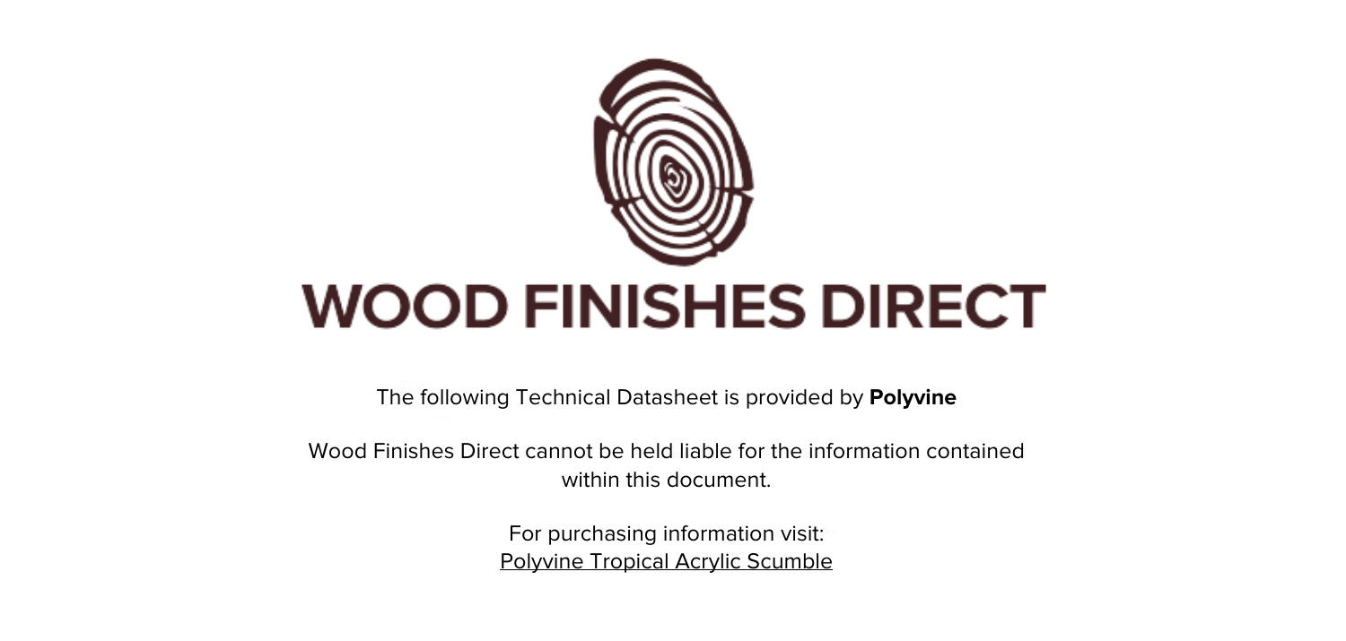# WOOD FINISHES DIRECT

The following Technical Datasheet is provided by **Polyvine**

Wood Finishes Direct cannot be held liable for the information contained within this document.

For purchasing information visit:
Polyvine Tropical Acrylic Scumble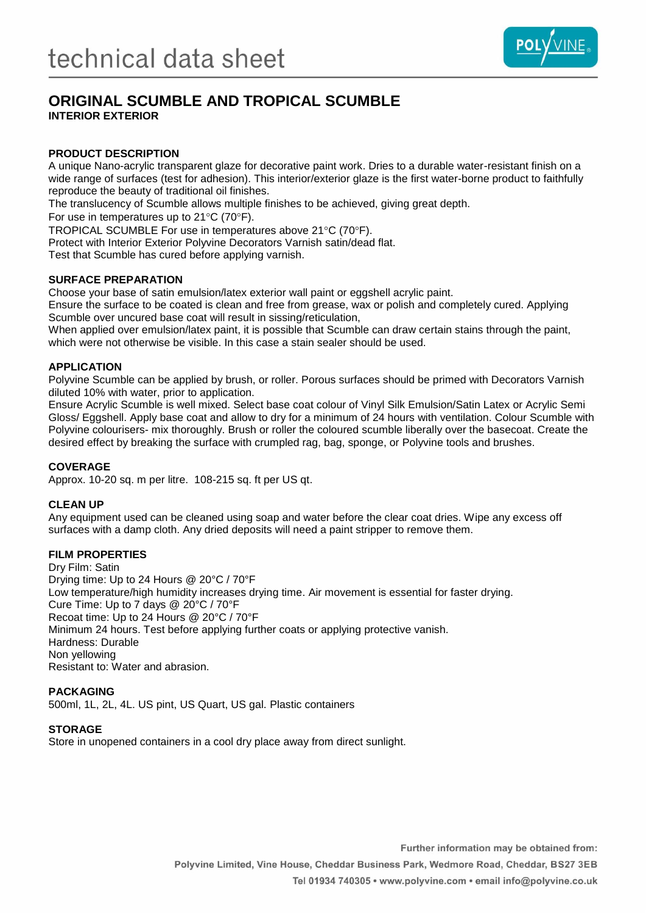technical data sheet

# ORIGINAL SCUMBLE AND TROPICAL SCUMBLE

**INTERIOR EXTERIOR**

## PRODUCT DESCRIPTION

A unique Nano-acrylic transparent glaze for decorative paint work. Dries to a durable water-resistant finish on a wide range of surfaces (test for adhesion). This interior/exterior glaze is the first water-borne product to faithfully reproduce the beauty of traditional oil finishes.

The translucency of Scumble allows multiple finishes to be achieved, giving great depth.

For use in temperatures up to 21°C (70°F).

TROPICAL SCUMBLE For use in temperatures above 21°C (70°F).

Protect with Interior Exterior Polyvine Decorators Varnish satin/dead flat.

Test that Scumble has cured before applying varnish.

## SURFACE PREPARATION

Choose your base of satin emulsion/latex exterior wall paint or eggshell acrylic paint.

Ensure the surface to be coated is clean and free from grease, wax or polish and completely cured. Applying Scumble over uncured base coat will result in sissing/reticulation,

When applied over emulsion/latex paint, it is possible that Scumble can draw certain stains through the paint, which were not otherwise be visible. In this case a stain sealer should be used.

## APPLICATION

Polyvine Scumble can be applied by brush, or roller. Porous surfaces should be primed with Decorators Varnish diluted 10% with water, prior to application.

Ensure Acrylic Scumble is well mixed. Select base coat colour of Vinyl Silk Emulsion/Satin Latex or Acrylic Semi Gloss/ Eggshell. Apply base coat and allow to dry for a minimum of 24 hours with ventilation. Colour Scumble with Polyvine colourisers- mix thoroughly. Brush or roller the coloured scumble liberally over the basecoat. Create the desired effect by breaking the surface with crumpled rag, bag, sponge, or Polyvine tools and brushes.

## COVERAGE

Approx. 10-20 sq. m per litre. 108-215 sq. ft per US qt.

## CLEAN UP

Any equipment used can be cleaned using soap and water before the clear coat dries. Wipe any excess off surfaces with a damp cloth. Any dried deposits will need a paint stripper to remove them.

## FILM PROPERTIES

Dry Film: Satin

Drying time: Up to 24 Hours @ 20°C / 70°F

Low temperature/high humidity increases drying time. Air movement is essential for faster drying.

Cure Time: Up to 7 days @ 20°C / 70°F

Recoat time: Up to 24 Hours @ 20°C / 70°F

Minimum 24 hours. Test before applying further coats or applying protective vanish.

Hardness: Durable

Non yellowing

Resistant to: Water and abrasion.

## PACKAGING

500ml, 1L, 2L, 4L. US pint, US Quart, US gal. Plastic containers

## STORAGE

Store in unopened containers in a cool dry place away from direct sunlight.

Further information may be obtained from:

Polyvine Limited, Vine House, Cheddar Business Park, Wedmore Road, Cheddar, BS27 3EB

Tel 01934 740305 • www.polyvine.com • email info@polyvine.co.uk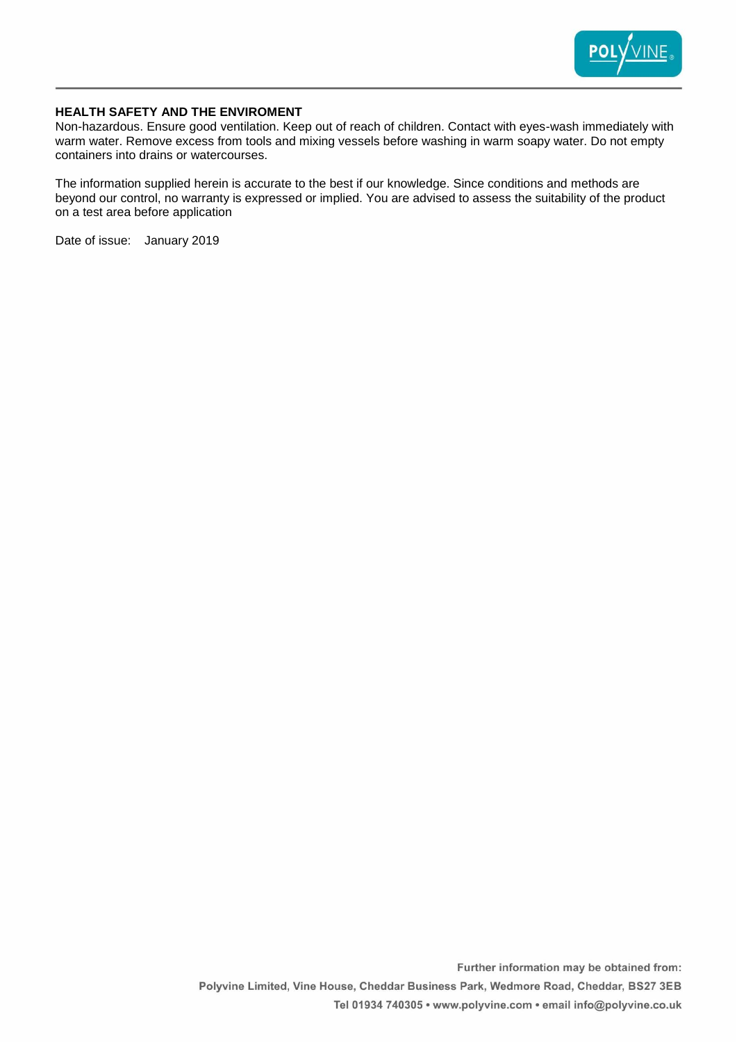**HEALTH SAFETY AND THE ENVIROMENT**
Non-hazardous. Ensure good ventilation. Keep out of reach of children. Contact with eyes-wash immediately with warm water. Remove excess from tools and mixing vessels before washing in warm soapy water. Do not empty containers into drains or watercourses.

The information supplied herein is accurate to the best if our knowledge. Since conditions and methods are beyond our control, no warranty is expressed or implied. You are advised to assess the suitability of the product on a test area before application

Date of issue: January 2019

Further information may be obtained from:
Polyvine Limited, Vine House, Cheddar Business Park, Wedmore Road, Cheddar, BS27 3EB
Tel 01934 740305 • www.polyvine.com • email info@polyvine.co.uk